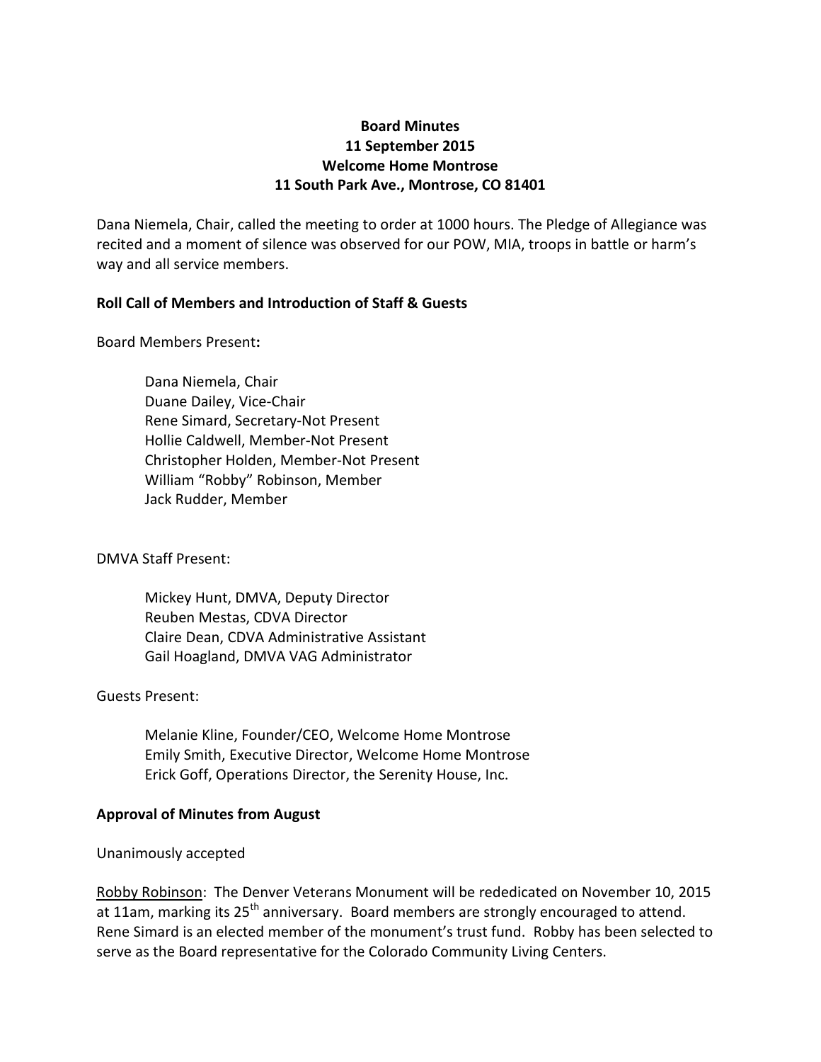**Board Minutes**
**11 September 2015**
**Welcome Home Montrose**
**11 South Park Ave., Montrose, CO 81401**

Dana Niemela, Chair, called the meeting to order at 1000 hours. The Pledge of Allegiance was recited and a moment of silence was observed for our POW, MIA, troops in battle or harm's way and all service members.

**Roll Call of Members and Introduction of Staff & Guests**

Board Members Present**:**

Dana Niemela, Chair
Duane Dailey, Vice-Chair
Rene Simard, Secretary-Not Present
Hollie Caldwell, Member-Not Present
Christopher Holden, Member-Not Present
William "Robby" Robinson, Member
Jack Rudder, Member

DMVA Staff Present:

Mickey Hunt, DMVA, Deputy Director
Reuben Mestas, CDVA Director
Claire Dean, CDVA Administrative Assistant
Gail Hoagland, DMVA VAG Administrator

Guests Present:

Melanie Kline, Founder/CEO, Welcome Home Montrose
Emily Smith, Executive Director, Welcome Home Montrose
Erick Goff, Operations Director, the Serenity House, Inc.

**Approval of Minutes from August**

Unanimously accepted

Robby Robinson: The Denver Veterans Monument will be rededicated on November 10, 2015 at 11am, marking its 25th anniversary. Board members are strongly encouraged to attend. Rene Simard is an elected member of the monument's trust fund. Robby has been selected to serve as the Board representative for the Colorado Community Living Centers.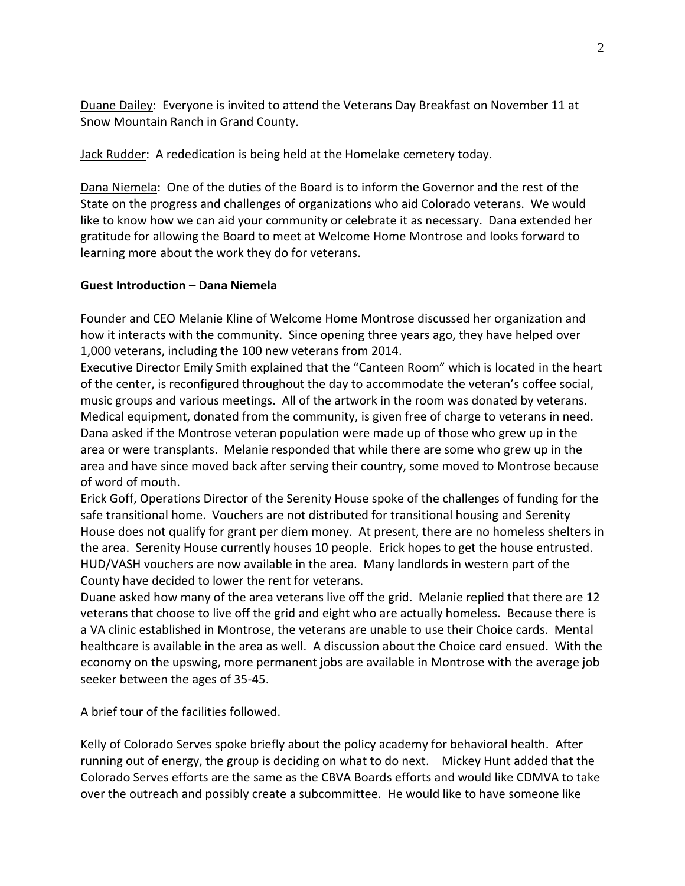Duane Dailey: Everyone is invited to attend the Veterans Day Breakfast on November 11 at Snow Mountain Ranch in Grand County.

Jack Rudder: A rededication is being held at the Homelake cemetery today.

Dana Niemela: One of the duties of the Board is to inform the Governor and the rest of the State on the progress and challenges of organizations who aid Colorado veterans. We would like to know how we can aid your community or celebrate it as necessary. Dana extended her gratitude for allowing the Board to meet at Welcome Home Montrose and looks forward to learning more about the work they do for veterans.

**Guest Introduction – Dana Niemela**

Founder and CEO Melanie Kline of Welcome Home Montrose discussed her organization and how it interacts with the community. Since opening three years ago, they have helped over 1,000 veterans, including the 100 new veterans from 2014.
Executive Director Emily Smith explained that the "Canteen Room" which is located in the heart of the center, is reconfigured throughout the day to accommodate the veteran's coffee social, music groups and various meetings. All of the artwork in the room was donated by veterans. Medical equipment, donated from the community, is given free of charge to veterans in need.
Dana asked if the Montrose veteran population were made up of those who grew up in the area or were transplants. Melanie responded that while there are some who grew up in the area and have since moved back after serving their country, some moved to Montrose because of word of mouth.
Erick Goff, Operations Director of the Serenity House spoke of the challenges of funding for the safe transitional home. Vouchers are not distributed for transitional housing and Serenity House does not qualify for grant per diem money. At present, there are no homeless shelters in the area. Serenity House currently houses 10 people. Erick hopes to get the house entrusted. HUD/VASH vouchers are now available in the area. Many landlords in western part of the County have decided to lower the rent for veterans.
Duane asked how many of the area veterans live off the grid. Melanie replied that there are 12 veterans that choose to live off the grid and eight who are actually homeless. Because there is a VA clinic established in Montrose, the veterans are unable to use their Choice cards. Mental healthcare is available in the area as well. A discussion about the Choice card ensued. With the economy on the upswing, more permanent jobs are available in Montrose with the average job seeker between the ages of 35-45.

A brief tour of the facilities followed.

Kelly of Colorado Serves spoke briefly about the policy academy for behavioral health. After running out of energy, the group is deciding on what to do next. Mickey Hunt added that the Colorado Serves efforts are the same as the CBVA Boards efforts and would like CDMVA to take over the outreach and possibly create a subcommittee. He would like to have someone like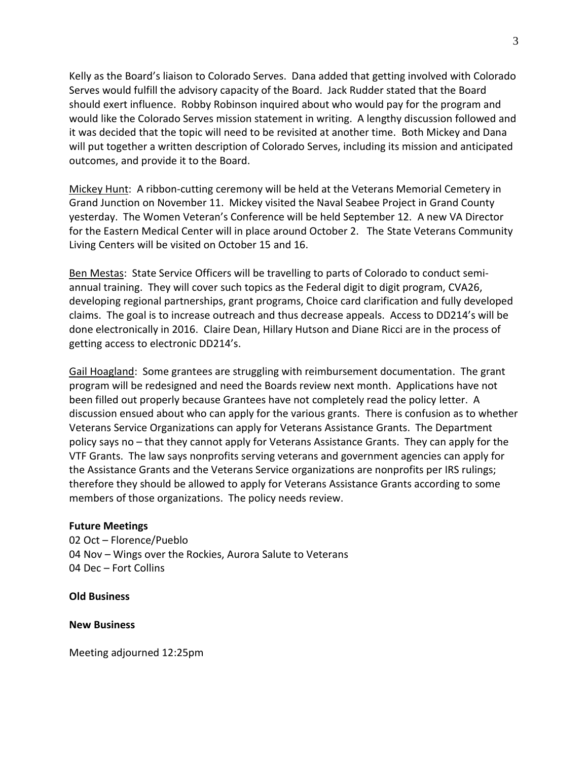Kelly as the Board's liaison to Colorado Serves. Dana added that getting involved with Colorado Serves would fulfill the advisory capacity of the Board. Jack Rudder stated that the Board should exert influence. Robby Robinson inquired about who would pay for the program and would like the Colorado Serves mission statement in writing. A lengthy discussion followed and it was decided that the topic will need to be revisited at another time. Both Mickey and Dana will put together a written description of Colorado Serves, including its mission and anticipated outcomes, and provide it to the Board.

Mickey Hunt: A ribbon-cutting ceremony will be held at the Veterans Memorial Cemetery in Grand Junction on November 11. Mickey visited the Naval Seabee Project in Grand County yesterday. The Women Veteran's Conference will be held September 12. A new VA Director for the Eastern Medical Center will in place around October 2. The State Veterans Community Living Centers will be visited on October 15 and 16.

Ben Mestas: State Service Officers will be travelling to parts of Colorado to conduct semi-annual training. They will cover such topics as the Federal digit to digit program, CVA26, developing regional partnerships, grant programs, Choice card clarification and fully developed claims. The goal is to increase outreach and thus decrease appeals. Access to DD214's will be done electronically in 2016. Claire Dean, Hillary Hutson and Diane Ricci are in the process of getting access to electronic DD214's.

Gail Hoagland: Some grantees are struggling with reimbursement documentation. The grant program will be redesigned and need the Boards review next month. Applications have not been filled out properly because Grantees have not completely read the policy letter. A discussion ensued about who can apply for the various grants. There is confusion as to whether Veterans Service Organizations can apply for Veterans Assistance Grants. The Department policy says no – that they cannot apply for Veterans Assistance Grants. They can apply for the VTF Grants. The law says nonprofits serving veterans and government agencies can apply for the Assistance Grants and the Veterans Service organizations are nonprofits per IRS rulings; therefore they should be allowed to apply for Veterans Assistance Grants according to some members of those organizations. The policy needs review.

**Future Meetings**

02 Oct – Florence/Pueblo
04 Nov – Wings over the Rockies, Aurora Salute to Veterans
04 Dec – Fort Collins

**Old Business**

**New Business**

Meeting adjourned 12:25pm